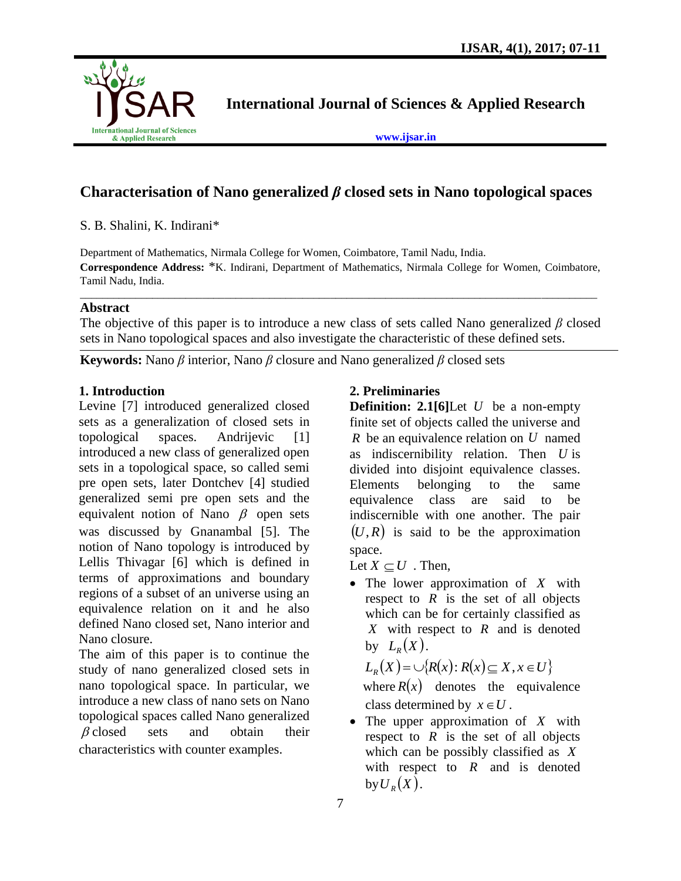# Characterisation of Nano generalized $\beta$ closed sets in Nano topological spaces

S. B. Shalini, K. Indirani*

Department of Mathematics, Nirmala College for Women, Coimbatore, Tamil Nadu, India.

**Correspondence Address:** *K. Indirani, Department of Mathematics, Nirmala College for Women, Coimbatore, Tamil Nadu, India.

## Abstract

The objective of this paper is to introduce a new class of sets called Nano generalized $\beta$ closed sets in Nano topological spaces and also investigate the characteristic of these defined sets.

**Keywords:** Nano $\beta$ interior, Nano $\beta$ closure and Nano generalized $\beta$ closed sets

## 1. Introduction

Levine [7] introduced generalized closed sets as a generalization of closed sets in topological spaces. Andrijevic [1] introduced a new class of generalized open sets in a topological space, so called semi pre open sets, later Dontchev [4] studied generalized semi pre open sets and the equivalent notion of Nano $\beta$ open sets was discussed by Gnanambal [5]. The notion of Nano topology is introduced by Lellis Thivagar [6] which is defined in terms of approximations and boundary regions of a subset of an universe using an equivalence relation on it and he also defined Nano closed set, Nano interior and Nano closure.

The aim of this paper is to continue the study of nano generalized closed sets in nano topological space. In particular, we introduce a new class of nano sets on Nano topological spaces called Nano generalized $\beta$ closed sets and obtain their characteristics with counter examples.

## 2. Preliminaries

**Definition: 2.1[6]** Let $U$ be a non-empty finite set of objects called the universe and $R$ be an equivalence relation on $U$ named as indiscernibility relation. Then $U$ is divided into disjoint equivalence classes. Elements belonging to the same equivalence class are said to be indiscernible with one another. The pair $(U,R)$ is said to be the approximation space.

Let $X \subseteq U$ . Then,

- The lower approximation of $X$ with respect to $R$ is the set of all objects which can be for certainly classified as $X$ with respect to $R$ and is denoted by $L_R(X)$.

  $L_R(X) = \cup\{R(x) : R(x) \subseteq X, x \in U\}$

  where $R(x)$ denotes the equivalence class determined by $x \in U$.

- The upper approximation of $X$ with respect to $R$ is the set of all objects which can be possibly classified as $X$ with respect to $R$ and is denoted by $U_R(X)$.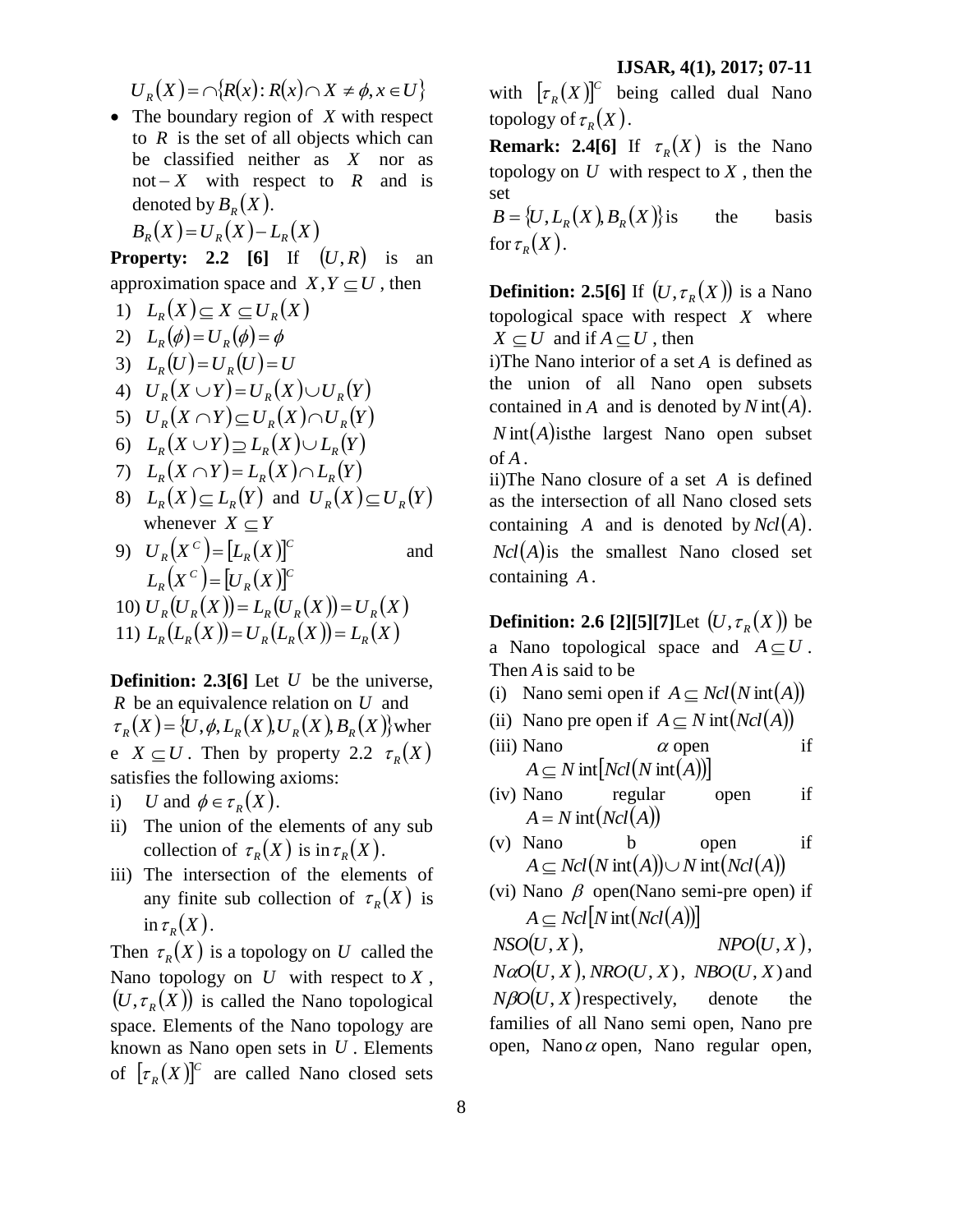$$U_R(X) = \cap\{R(x) : R(x) \cap X \neq \phi, x \in U\}$$

- The boundary region of $X$ with respect to $R$ is the set of all objects which can be classified neither as $X$ nor as $\text{not} - X$ with respect to $R$ and is denoted by $B_R(X)$.

$$B_R(X) = U_R(X) - L_R(X)$$

**Property: 2.2 [6]** If $(U, R)$ is an approximation space and $X, Y \subseteq U$, then

1) $L_R(X) \subseteq X \subseteq U_R(X)$
2) $L_R(\phi) = U_R(\phi) = \phi$
3) $L_R(U) = U_R(U) = U$
4) $U_R(X \cup Y) = U_R(X) \cup U_R(Y)$
5) $U_R(X \cap Y) \subseteq U_R(X) \cap U_R(Y)$
6) $L_R(X \cup Y) \supseteq L_R(X) \cup L_R(Y)$
7) $L_R(X \cap Y) = L_R(X) \cap L_R(Y)$
8) $L_R(X) \subseteq L_R(Y)$ and $U_R(X) \subseteq U_R(Y)$ whenever $X \subseteq Y$
9) $U_R(X^C) = [L_R(X)]^C$ and $L_R(X^C) = [U_R(X)]^C$
10) $U_R(U_R(X)) = L_R(U_R(X)) = U_R(X)$
11) $L_R(L_R(X)) = U_R(L_R(X)) = L_R(X)$

**Definition: 2.3[6]** Let $U$ be the universe, $R$ be an equivalence relation on $U$ and $\tau_R(X) = \{U, \phi, L_R(X), U_R(X), B_R(X)\}$ where $X \subseteq U$. Then by property 2.2 $\tau_R(X)$ satisfies the following axioms:

i) $U$ and $\phi \in \tau_R(X)$.
ii) The union of the elements of any sub collection of $\tau_R(X)$ is in $\tau_R(X)$.
iii) The intersection of the elements of any finite sub collection of $\tau_R(X)$ is in $\tau_R(X)$.

Then $\tau_R(X)$ is a topology on $U$ called the Nano topology on $U$ with respect to $X$, $(U, \tau_R(X))$ is called the Nano topological space. Elements of the Nano topology are known as Nano open sets in $U$. Elements of $[\tau_R(X)]^C$ are called Nano closed sets with $[\tau_R(X)]^C$ being called dual Nano topology of $\tau_R(X)$.

**Remark: 2.4[6]** If $\tau_R(X)$ is the Nano topology on $U$ with respect to $X$, then the set $B = \{U, L_R(X), B_R(X)\}$ is the basis for $\tau_R(X)$.

**Definition: 2.5[6]** If $(U, \tau_R(X))$ is a Nano topological space with respect $X$ where $X \subseteq U$ and if $A \subseteq U$, then

i)The Nano interior of a set $A$ is defined as the union of all Nano open subsets contained in $A$ and is denoted by $N\text{int}(A)$. $N\text{int}(A)$ isthe largest Nano open subset of $A$.

ii)The Nano closure of a set $A$ is defined as the intersection of all Nano closed sets containing $A$ and is denoted by $Ncl(A)$. $Ncl(A)$ is the smallest Nano closed set containing $A$.

**Definition: 2.6 [2][5][7]** Let $(U, \tau_R(X))$ be a Nano topological space and $A \subseteq U$. Then $A$ is said to be

(i) Nano semi open if $A \subseteq Ncl(N\text{int}(A))$
(ii) Nano pre open if $A \subseteq N\text{int}(Ncl(A))$
(iii) Nano $\alpha$ open if $A \subseteq N\text{int}[Ncl(N\text{int}(A))]$
(iv) Nano regular open if $A = N\text{int}(Ncl(A))$
(v) Nano b open if $A \subseteq Ncl(N\text{int}(A)) \cup N\text{int}(Ncl(A))$
(vi) Nano $\beta$ open(Nano semi-pre open) if $A \subseteq Ncl[N\text{int}(Ncl(A))]$

$NSO(U, X)$, $NPO(U, X)$, $N\alpha O(U, X)$, $NRO(U, X)$, $NBO(U, X)$ and $N\beta O(U, X)$ respectively, denote the families of all Nano semi open, Nano pre open, Nano $\alpha$ open, Nano regular open,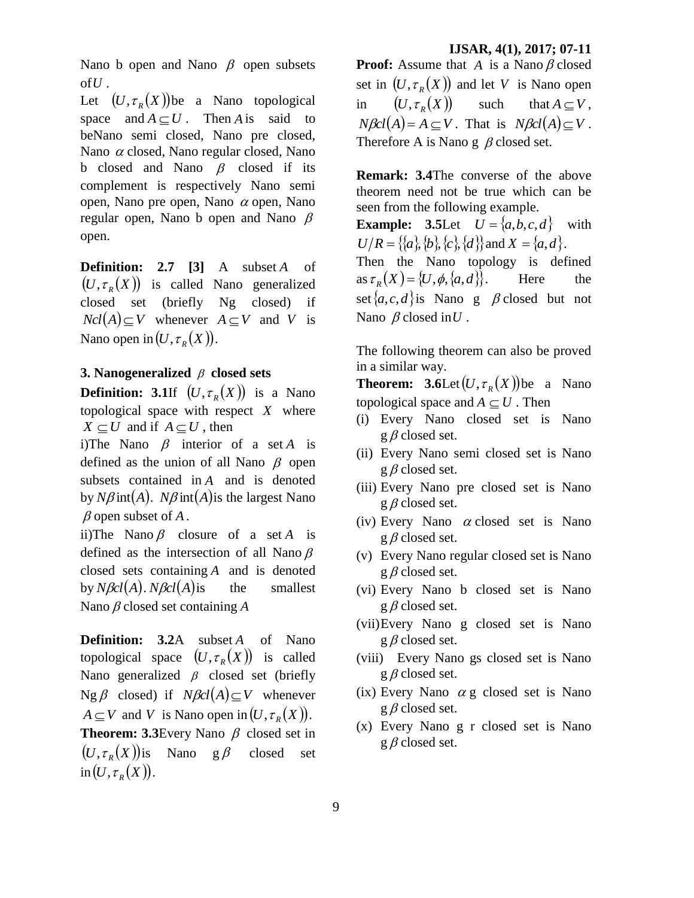Nano b open and Nano $\beta$ open subsets of $U$.

Let $(U, \tau_R(X))$ be a Nano topological space and $A \subseteq U$. Then $A$ is said to be Nano semi closed, Nano pre closed, Nano $\alpha$ closed, Nano regular closed, Nano b closed and Nano $\beta$ closed if its complement is respectively Nano semi open, Nano pre open, Nano $\alpha$ open, Nano regular open, Nano b open and Nano $\beta$ open.

**Definition: 2.7 [3]** A subset $A$ of $(U, \tau_R(X))$ is called Nano generalized closed set (briefly Ng closed) if $Ncl(A) \subseteq V$ whenever $A \subseteq V$ and $V$ is Nano open in $(U, \tau_R(X))$.

## 3. Nanogeneralized $\beta$ closed sets

**Definition: 3.1** If $(U, \tau_R(X))$ is a Nano topological space with respect $X$ where $X \subseteq U$ and if $A \subseteq U$, then

i) The Nano $\beta$ interior of a set $A$ is defined as the union of all Nano $\beta$ open subsets contained in $A$ and is denoted by $N\beta \operatorname{int}(A)$. $N\beta \operatorname{int}(A)$ is the largest Nano $\beta$ open subset of $A$.

ii) The Nano $\beta$ closure of a set $A$ is defined as the intersection of all Nano $\beta$ closed sets containing $A$ and is denoted by $N\beta cl(A)$. $N\beta cl(A)$ is the smallest Nano $\beta$ closed set containing $A$

**Definition: 3.2** A subset $A$ of Nano topological space $(U, \tau_R(X))$ is called Nano generalized $\beta$ closed set (briefly Ng$\beta$ closed) if $N\beta cl(A) \subseteq V$ whenever $A \subseteq V$ and $V$ is Nano open in $(U, \tau_R(X))$.

**Theorem: 3.3** Every Nano $\beta$ closed set in $(U, \tau_R(X))$ is Nano g$\beta$ closed set in $(U, \tau_R(X))$.

**Proof:** Assume that $A$ is a Nano $\beta$ closed set in $(U, \tau_R(X))$ and let $V$ is Nano open in $(U, \tau_R(X))$ such that $A \subseteq V$, $N\beta cl(A) = A \subseteq V$. That is $N\beta cl(A) \subseteq V$. Therefore A is Nano g $\beta$ closed set.

**Remark: 3.4** The converse of the above theorem need not be true which can be seen from the following example.

**Example: 3.5** Let $U = \{a, b, c, d\}$ with $U/R = \{\{a\}, \{b\}, \{c\}, \{d\}\}$ and $X = \{a, d\}$. Then the Nano topology is defined as $\tau_R(X) = \{U, \phi, \{a, d\}\}$. Here the set $\{a, c, d\}$ is Nano g $\beta$ closed but not Nano $\beta$ closed in $U$.

The following theorem can also be proved in a similar way.

**Theorem: 3.6** Let $(U, \tau_R(X))$ be a Nano topological space and $A \subseteq U$. Then

(i) Every Nano closed set is Nano g$\beta$ closed set.
(ii) Every Nano semi closed set is Nano g$\beta$ closed set.
(iii) Every Nano pre closed set is Nano g$\beta$ closed set.
(iv) Every Nano $\alpha$ closed set is Nano g$\beta$ closed set.
(v) Every Nano regular closed set is Nano g$\beta$ closed set.
(vi) Every Nano b closed set is Nano g$\beta$ closed set.
(vii) Every Nano g closed set is Nano g$\beta$ closed set.
(viii) Every Nano gs closed set is Nano g$\beta$ closed set.
(ix) Every Nano $\alpha$g closed set is Nano g$\beta$ closed set.
(x) Every Nano g r closed set is Nano g$\beta$ closed set.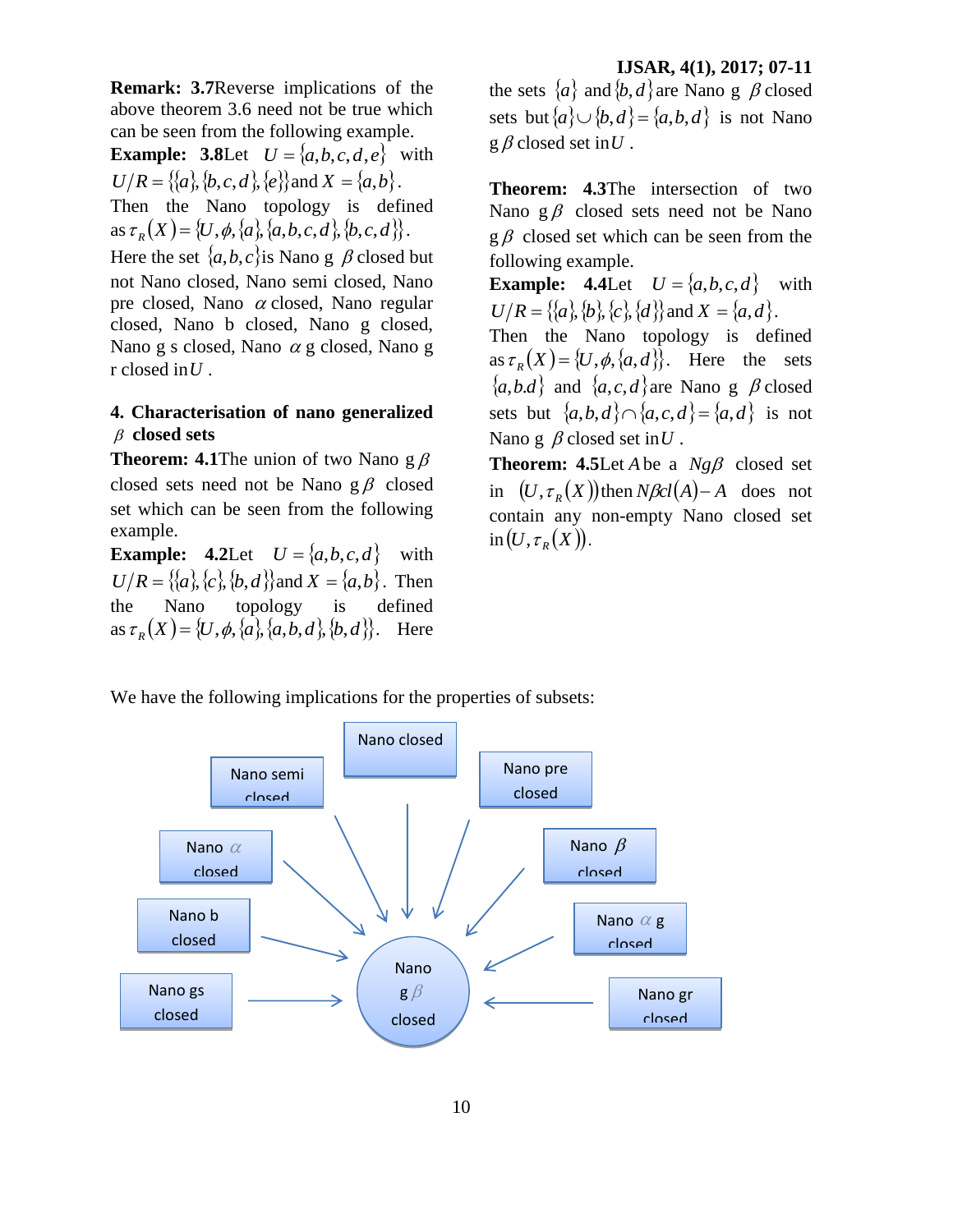**Remark: 3.7** Reverse implications of the above theorem 3.6 need not be true which can be seen from the following example.

**Example: 3.8** Let $U = \{a,b,c,d,e\}$ with $U/R = \{\{a\},\{b,c,d\},\{e\}\}$ and $X = \{a,b\}$. Then the Nano topology is defined as $\tau_R(X) = \{U,\phi,\{a\},\{a,b,c,d\},\{b,c,d\}\}$. Here the set $\{a,b,c\}$ is Nano g $\beta$ closed but not Nano closed, Nano semi closed, Nano pre closed, Nano $\alpha$ closed, Nano regular closed, Nano b closed, Nano g closed, Nano g s closed, Nano $\alpha$ g closed, Nano g r closed in $U$.

## 4. Characterisation of nano generalized $\beta$ closed sets

**Theorem: 4.1** The union of two Nano g $\beta$ closed sets need not be Nano g $\beta$ closed set which can be seen from the following example.

**Example: 4.2** Let $U = \{a,b,c,d\}$ with $U/R = \{\{a\},\{c\},\{b,d\}\}$ and $X = \{a,b\}$. Then the Nano topology is defined as $\tau_R(X) = \{U,\phi,\{a\},\{a,b,d\},\{b,d\}\}$. Here the sets $\{a\}$ and $\{b,d\}$ are Nano g $\beta$ closed sets but $\{a\} \cup \{b,d\} = \{a,b,d\}$ is not Nano g $\beta$ closed set in $U$.

**Theorem: 4.3** The intersection of two Nano g $\beta$ closed sets need not be Nano g $\beta$ closed set which can be seen from the following example.

**Example: 4.4** Let $U = \{a,b,c,d\}$ with $U/R = \{\{a\},\{b\},\{c\},\{d\}\}$ and $X = \{a,d\}$. Then the Nano topology is defined as $\tau_R(X) = \{U,\phi,\{a,d\}\}$. Here the sets $\{a,b,d\}$ and $\{a,c,d\}$ are Nano g $\beta$ closed sets but $\{a,b,d\} \cap \{a,c,d\} = \{a,d\}$ is not Nano g $\beta$ closed set in $U$.

**Theorem: 4.5** Let $A$ be a $Ng\beta$ closed set in $(U,\tau_R(X))$ then $N\beta cl(A) - A$ does not contain any non-empty Nano closed set in $(U,\tau_R(X))$.

We have the following implications for the properties of subsets:

Nano closed → Nano g $\beta$ closed
Nano semi closed → Nano g $\beta$ closed
Nano pre closed → Nano g $\beta$ closed
Nano $\alpha$ closed → Nano g $\beta$ closed
Nano $\beta$ closed → Nano g $\beta$ closed
Nano b closed → Nano g $\beta$ closed
Nano $\alpha$ g closed → Nano g $\beta$ closed
Nano gs closed → Nano g $\beta$ closed
Nano gr closed → Nano g $\beta$ closed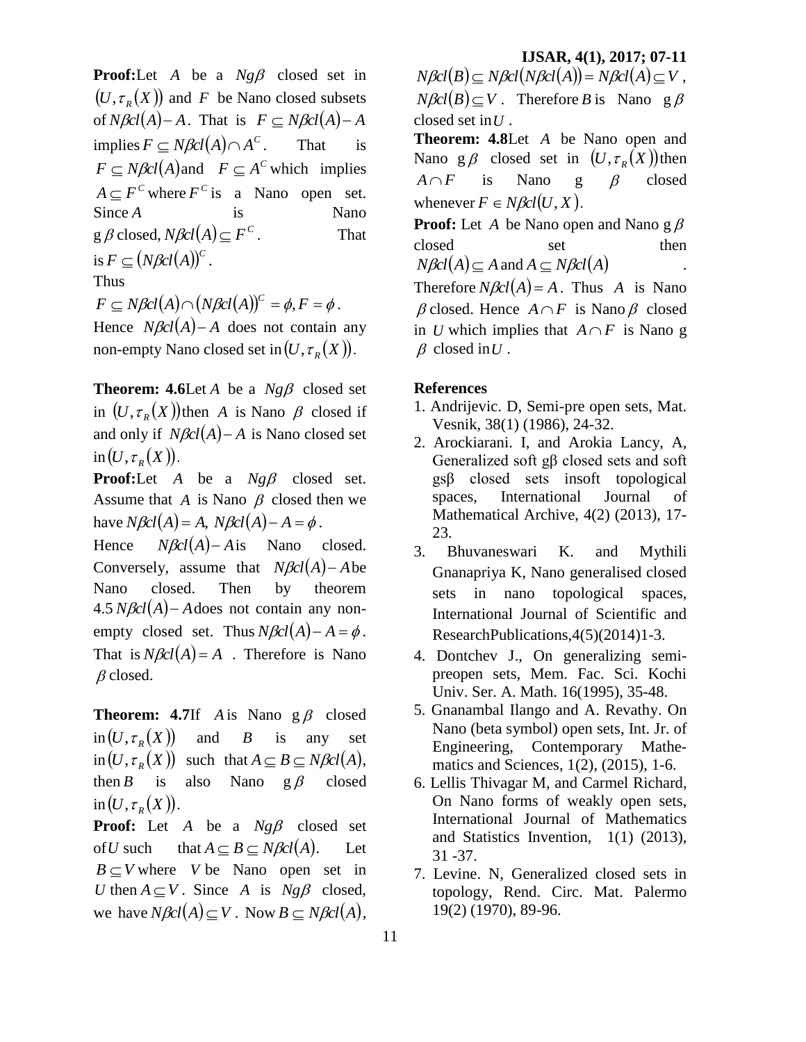**Proof:** Let $A$ be a $Ng\beta$ closed set in $(U, \tau_R(X))$ and $F$ be Nano closed subsets of $N\beta cl(A) - A$. That is $F \subseteq N\beta cl(A) - A$ implies $F \subseteq N\beta cl(A) \cap A^C$. That is $F \subseteq N\beta cl(A)$ and $F \subseteq A^C$ which implies $A \subseteq F^C$ where $F^C$ is a Nano open set. Since $A$ is Nano g $\beta$ closed, $N\beta cl(A) \subseteq F^C$. That is $F \subseteq (N\beta cl(A))^C$.

Thus

$F \subseteq N\beta cl(A) \cap (N\beta cl(A))^C = \phi, F = \phi$.

Hence $N\beta cl(A) - A$ does not contain any non-empty Nano closed set in $(U, \tau_R(X))$.

**Theorem: 4.6** Let $A$ be a $Ng\beta$ closed set in $(U, \tau_R(X))$ then $A$ is Nano $\beta$ closed if and only if $N\beta cl(A) - A$ is Nano closed set in $(U, \tau_R(X))$.

**Proof:** Let $A$ be a $Ng\beta$ closed set. Assume that $A$ is Nano $\beta$ closed then we have $N\beta cl(A) = A$, $N\beta cl(A) - A = \phi$.

Hence $N\beta cl(A) - A$ is Nano closed. Conversely, assume that $N\beta cl(A) - A$ be Nano closed. Then by theorem 4.5 $N\beta cl(A) - A$ does not contain any non-empty closed set. Thus $N\beta cl(A) - A = \phi$. That is $N\beta cl(A) = A$ . Therefore is Nano $\beta$ closed.

**Theorem: 4.7** If $A$ is Nano g $\beta$ closed in $(U, \tau_R(X))$ and $B$ is any set in $(U, \tau_R(X))$ such that $A \subseteq B \subseteq N\beta cl(A)$, then $B$ is also Nano g $\beta$ closed in $(U, \tau_R(X))$.

**Proof:** Let $A$ be a $Ng\beta$ closed set of $U$ such that $A \subseteq B \subseteq N\beta cl(A)$. Let $B \subseteq V$ where $V$ be Nano open set in $U$ then $A \subseteq V$. Since $A$ is $Ng\beta$ closed, we have $N\beta cl(A) \subseteq V$. Now $B \subseteq N\beta cl(A)$, $N\beta cl(B) \subseteq N\beta cl(N\beta cl(A)) = N\beta cl(A) \subseteq V$, $N\beta cl(B) \subseteq V$. Therefore $B$ is Nano g $\beta$ closed set in $U$.

**Theorem: 4.8** Let $A$ be Nano open and Nano g $\beta$ closed set in $(U, \tau_R(X))$ then $A \cap F$ is Nano g $\beta$ closed whenever $F \in N\beta cl(U, X)$.

**Proof:** Let $A$ be Nano open and Nano g $\beta$ closed set then $N\beta cl(A) \subseteq A$ and $A \subseteq N\beta cl(A)$ . Therefore $N\beta cl(A) = A$. Thus $A$ is Nano $\beta$ closed. Hence $A \cap F$ is Nano $\beta$ closed in $U$ which implies that $A \cap F$ is Nano g $\beta$ closed in $U$.

## References

1. Andrijevic. D, Semi-pre open sets, Mat. Vesnik, 38(1) (1986), 24-32.
2. Arockiarani. I, and Arokia Lancy, A, Generalized soft gβ closed sets and soft gsβ closed sets insoft topological spaces, International Journal of Mathematical Archive, 4(2) (2013), 17-23.
3. Bhuvaneswari K. and Mythili Gnanapriya K, Nano generalised closed sets in nano topological spaces, International Journal of Scientific and ResearchPublications,4(5)(2014)1-3.
4. Dontchev J., On generalizing semi-preopen sets, Mem. Fac. Sci. Kochi Univ. Ser. A. Math. 16(1995), 35-48.
5. Gnanambal Ilango and A. Revathy. On Nano (beta symbol) open sets, Int. Jr. of Engineering, Contemporary Mathematics and Sciences, 1(2), (2015), 1-6.
6. Lellis Thivagar M, and Carmel Richard, On Nano forms of weakly open sets, International Journal of Mathematics and Statistics Invention, 1(1) (2013), 31 -37.
7. Levine. N, Generalized closed sets in topology, Rend. Circ. Mat. Palermo 19(2) (1970), 89-96.